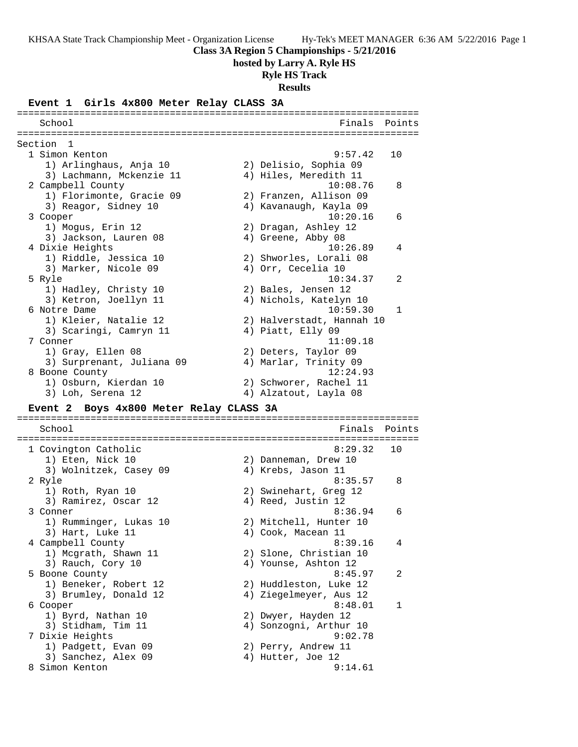# Class 3A Region 5 Championships - 5/21/2016

## hosted by Larry A. Ryle HS

## Ryle HS Track

## Results

### Event 1 Girls 4x800 Meter Relay CLASS 3A

Section 1

| Place | School | Finals | Points |
|---|---|---|---|
| 1 | Simon Kenton | 9:57.42 | 10 |
| | 1) Arlinghaus, Anja 10; 2) Delisio, Sophia 09; 3) Lachmann, Mckenzie 11; 4) Hiles, Meredith 11 | | |
| 2 | Campbell County | 10:08.76 | 8 |
| | 1) Florimonte, Gracie 09; 2) Franzen, Allison 09; 3) Reagor, Sidney 10; 4) Kavanaugh, Kayla 09 | | |
| 3 | Cooper | 10:20.16 | 6 |
| | 1) Mogus, Erin 12; 2) Dragan, Ashley 12; 3) Jackson, Lauren 08; 4) Greene, Abby 08 | | |
| 4 | Dixie Heights | 10:26.89 | 4 |
| | 1) Riddle, Jessica 10; 2) Shworles, Lorali 08; 3) Marker, Nicole 09; 4) Orr, Cecelia 10 | | |
| 5 | Ryle | 10:34.37 | 2 |
| | 1) Hadley, Christy 10; 2) Bales, Jensen 12; 3) Ketron, Joellyn 11; 4) Nichols, Katelyn 10 | | |
| 6 | Notre Dame | 10:59.30 | 1 |
| | 1) Kleier, Natalie 12; 2) Halverstadt, Hannah 10; 3) Scaringi, Camryn 11; 4) Piatt, Elly 09 | | |
| 7 | Conner | 11:09.18 | |
| | 1) Gray, Ellen 08; 2) Deters, Taylor 09; 3) Surprenant, Juliana 09; 4) Marlar, Trinity 09 | | |
| 8 | Boone County | 12:24.93 | |
| | 1) Osburn, Kierdan 10; 2) Schworer, Rachel 11; 3) Loh, Serena 12; 4) Alzatout, Layla 08 | | |

### Event 2 Boys 4x800 Meter Relay CLASS 3A

| Place | School | Finals | Points |
|---|---|---|---|
| 1 | Covington Catholic | 8:29.32 | 10 |
| | 1) Eten, Nick 10; 2) Danneman, Drew 10; 3) Wolnitzek, Casey 09; 4) Krebs, Jason 11 | | |
| 2 | Ryle | 8:35.57 | 8 |
| | 1) Roth, Ryan 10; 2) Swinehart, Greg 12; 3) Ramirez, Oscar 12; 4) Reed, Justin 12 | | |
| 3 | Conner | 8:36.94 | 6 |
| | 1) Rumminger, Lukas 10; 2) Mitchell, Hunter 10; 3) Hart, Luke 11; 4) Cook, Macean 11 | | |
| 4 | Campbell County | 8:39.16 | 4 |
| | 1) Mcgrath, Shawn 11; 2) Slone, Christian 10; 3) Rauch, Cory 10; 4) Younse, Ashton 12 | | |
| 5 | Boone County | 8:45.97 | 2 |
| | 1) Beneker, Robert 12; 2) Huddleston, Luke 12; 3) Brumley, Donald 12; 4) Ziegelmeyer, Aus 12 | | |
| 6 | Cooper | 8:48.01 | 1 |
| | 1) Byrd, Nathan 10; 2) Dwyer, Hayden 12; 3) Stidham, Tim 11; 4) Sonzogni, Arthur 10 | | |
| 7 | Dixie Heights | 9:02.78 | |
| | 1) Padgett, Evan 09; 2) Perry, Andrew 11; 3) Sanchez, Alex 09; 4) Hutter, Joe 12 | | |
| 8 | Simon Kenton | 9:14.61 | |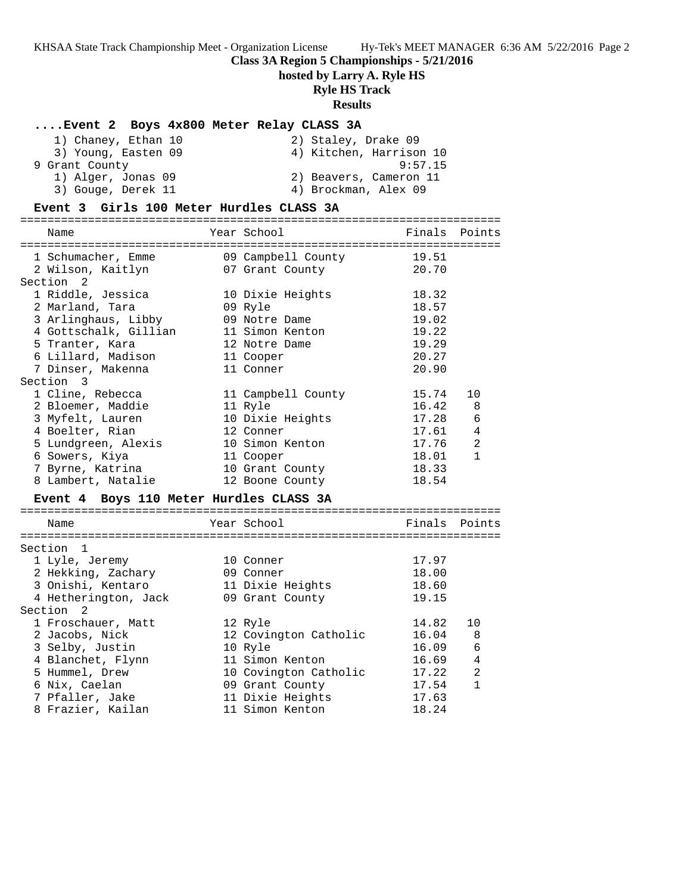## Class 3A Region 5 Championships - 5/21/2016

**hosted by Larry A. Ryle HS**

**Ryle HS Track**

**Results**

### ....Event 2 Boys 4x800 Meter Relay CLASS 3A

```
    1) Chaney, Ethan 10               2) Staley, Drake 09
    3) Young, Easten 09               4) Kitchen, Harrison 10
 9 Grant County                                 9:57.15
    1) Alger, Jonas 09                2) Beavers, Cameron 11
    3) Gouge, Derek 11                4) Brockman, Alex 09
```

### Event 3 Girls 100 Meter Hurdles CLASS 3A

| | Name | Year | School | Finals | Points |
|---|---|---|---|---|---|
| 1 | Schumacher, Emme | 09 | Campbell County | 19.51 | |
| 2 | Wilson, Kaitlyn | 07 | Grant County | 20.70 | |
| **Section 2** | | | | | |
| 1 | Riddle, Jessica | 10 | Dixie Heights | 18.32 | |
| 2 | Marland, Tara | 09 | Ryle | 18.57 | |
| 3 | Arlinghaus, Libby | 09 | Notre Dame | 19.02 | |
| 4 | Gottschalk, Gillian | 11 | Simon Kenton | 19.22 | |
| 5 | Tranter, Kara | 12 | Notre Dame | 19.29 | |
| 6 | Lillard, Madison | 11 | Cooper | 20.27 | |
| 7 | Dinser, Makenna | 11 | Conner | 20.90 | |
| **Section 3** | | | | | |
| 1 | Cline, Rebecca | 11 | Campbell County | 15.74 | 10 |
| 2 | Bloemer, Maddie | 11 | Ryle | 16.42 | 8 |
| 3 | Myfelt, Lauren | 10 | Dixie Heights | 17.28 | 6 |
| 4 | Boelter, Rian | 12 | Conner | 17.61 | 4 |
| 5 | Lundgreen, Alexis | 10 | Simon Kenton | 17.76 | 2 |
| 6 | Sowers, Kiya | 11 | Cooper | 18.01 | 1 |
| 7 | Byrne, Katrina | 10 | Grant County | 18.33 | |
| 8 | Lambert, Natalie | 12 | Boone County | 18.54 | |

### Event 4 Boys 110 Meter Hurdles CLASS 3A

| | Name | Year | School | Finals | Points |
|---|---|---|---|---|---|
| **Section 1** | | | | | |
| 1 | Lyle, Jeremy | 10 | Conner | 17.97 | |
| 2 | Hekking, Zachary | 09 | Conner | 18.00 | |
| 3 | Onishi, Kentaro | 11 | Dixie Heights | 18.60 | |
| 4 | Hetherington, Jack | 09 | Grant County | 19.15 | |
| **Section 2** | | | | | |
| 1 | Froschauer, Matt | 12 | Ryle | 14.82 | 10 |
| 2 | Jacobs, Nick | 12 | Covington Catholic | 16.04 | 8 |
| 3 | Selby, Justin | 10 | Ryle | 16.09 | 6 |
| 4 | Blanchet, Flynn | 11 | Simon Kenton | 16.69 | 4 |
| 5 | Hummel, Drew | 10 | Covington Catholic | 17.22 | 2 |
| 6 | Nix, Caelan | 09 | Grant County | 17.54 | 1 |
| 7 | Pfaller, Jake | 11 | Dixie Heights | 17.63 | |
| 8 | Frazier, Kailan | 11 | Simon Kenton | 18.24 | |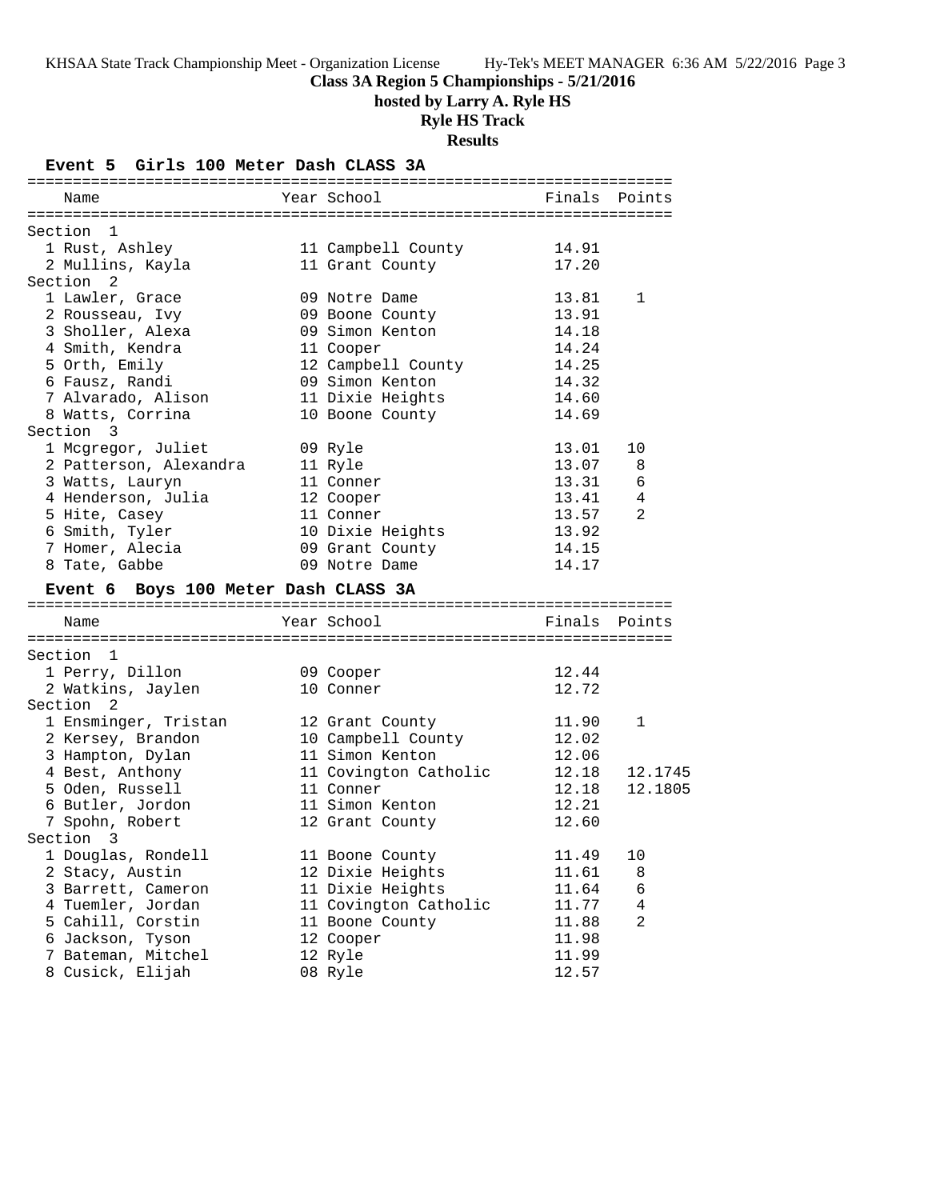**Class 3A Region 5 Championships - 5/21/2016**

**hosted by Larry A. Ryle HS**

**Ryle HS Track**

**Results**

### Event 5 Girls 100 Meter Dash CLASS 3A

| Place | Name | Year | School | Finals | Points |
|---|---|---|---|---|---|
| **Section 1** | | | | | |
| 1 | Rust, Ashley | 11 | Campbell County | 14.91 | |
| 2 | Mullins, Kayla | 11 | Grant County | 17.20 | |
| **Section 2** | | | | | |
| 1 | Lawler, Grace | 09 | Notre Dame | 13.81 | 1 |
| 2 | Rousseau, Ivy | 09 | Boone County | 13.91 | |
| 3 | Sholler, Alexa | 09 | Simon Kenton | 14.18 | |
| 4 | Smith, Kendra | 11 | Cooper | 14.24 | |
| 5 | Orth, Emily | 12 | Campbell County | 14.25 | |
| 6 | Fausz, Randi | 09 | Simon Kenton | 14.32 | |
| 7 | Alvarado, Alison | 11 | Dixie Heights | 14.60 | |
| 8 | Watts, Corrina | 10 | Boone County | 14.69 | |
| **Section 3** | | | | | |
| 1 | Mcgregor, Juliet | 09 | Ryle | 13.01 | 10 |
| 2 | Patterson, Alexandra | 11 | Ryle | 13.07 | 8 |
| 3 | Watts, Lauryn | 11 | Conner | 13.31 | 6 |
| 4 | Henderson, Julia | 12 | Cooper | 13.41 | 4 |
| 5 | Hite, Casey | 11 | Conner | 13.57 | 2 |
| 6 | Smith, Tyler | 10 | Dixie Heights | 13.92 | |
| 7 | Homer, Alecia | 09 | Grant County | 14.15 | |
| 8 | Tate, Gabbe | 09 | Notre Dame | 14.17 | |

### Event 6 Boys 100 Meter Dash CLASS 3A

| Place | Name | Year | School | Finals | Points |
|---|---|---|---|---|---|
| **Section 1** | | | | | |
| 1 | Perry, Dillon | 09 | Cooper | 12.44 | |
| 2 | Watkins, Jaylen | 10 | Conner | 12.72 | |
| **Section 2** | | | | | |
| 1 | Ensminger, Tristan | 12 | Grant County | 11.90 | 1 |
| 2 | Kersey, Brandon | 10 | Campbell County | 12.02 | |
| 3 | Hampton, Dylan | 11 | Simon Kenton | 12.06 | |
| 4 | Best, Anthony | 11 | Covington Catholic | 12.18 | 12.1745 |
| 5 | Oden, Russell | 11 | Conner | 12.18 | 12.1805 |
| 6 | Butler, Jordon | 11 | Simon Kenton | 12.21 | |
| 7 | Spohn, Robert | 12 | Grant County | 12.60 | |
| **Section 3** | | | | | |
| 1 | Douglas, Rondell | 11 | Boone County | 11.49 | 10 |
| 2 | Stacy, Austin | 12 | Dixie Heights | 11.61 | 8 |
| 3 | Barrett, Cameron | 11 | Dixie Heights | 11.64 | 6 |
| 4 | Tuemler, Jordan | 11 | Covington Catholic | 11.77 | 4 |
| 5 | Cahill, Corstin | 11 | Boone County | 11.88 | 2 |
| 6 | Jackson, Tyson | 12 | Cooper | 11.98 | |
| 7 | Bateman, Mitchel | 12 | Ryle | 11.99 | |
| 8 | Cusick, Elijah | 08 | Ryle | 12.57 | |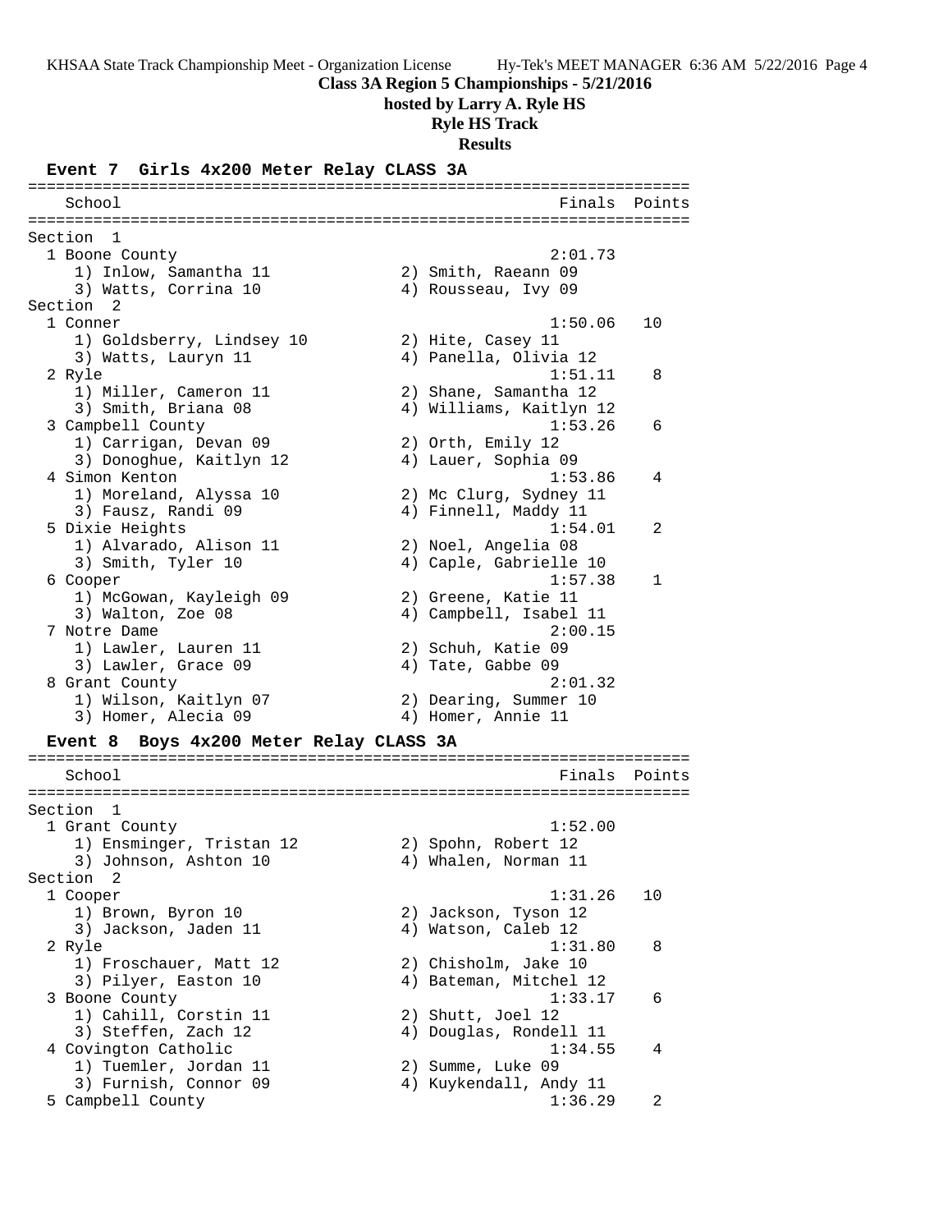**Class 3A Region 5 Championships - 5/21/2016**

**hosted by Larry A. Ryle HS**

**Ryle HS Track**

**Results**

### Event 7 Girls 4x200 Meter Relay CLASS 3A

```
=======================================================================
    School                                               Finals  Points
=======================================================================
Section  1
  1 Boone County                                        2:01.73
     1) Inlow, Samantha 11              2) Smith, Raeann 09
     3) Watts, Corrina 10               4) Rousseau, Ivy 09
Section  2
  1 Conner                                              1:50.06   10
     1) Goldsberry, Lindsey 10          2) Hite, Casey 11
     3) Watts, Lauryn 11                4) Panella, Olivia 12
  2 Ryle                                                1:51.11    8
     1) Miller, Cameron 11              2) Shane, Samantha 12
     3) Smith, Briana 08                4) Williams, Kaitlyn 12
  3 Campbell County                                     1:53.26    6
     1) Carrigan, Devan 09              2) Orth, Emily 12
     3) Donoghue, Kaitlyn 12            4) Lauer, Sophia 09
  4 Simon Kenton                                        1:53.86    4
     1) Moreland, Alyssa 10             2) Mc Clurg, Sydney 11
     3) Fausz, Randi 09                 4) Finnell, Maddy 11
  5 Dixie Heights                                       1:54.01    2
     1) Alvarado, Alison 11             2) Noel, Angelia 08
     3) Smith, Tyler 10                 4) Caple, Gabrielle 10
  6 Cooper                                              1:57.38    1
     1) McGowan, Kayleigh 09            2) Greene, Katie 11
     3) Walton, Zoe 08                  4) Campbell, Isabel 11
  7 Notre Dame                                          2:00.15
     1) Lawler, Lauren 11               2) Schuh, Katie 09
     3) Lawler, Grace 09                4) Tate, Gabbe 09
  8 Grant County                                        2:01.32
     1) Wilson, Kaitlyn 07              2) Dearing, Summer 10
     3) Homer, Alecia 09                4) Homer, Annie 11
```

### Event 8 Boys 4x200 Meter Relay CLASS 3A

```
=======================================================================
    School                                               Finals  Points
=======================================================================
Section  1
  1 Grant County                                        1:52.00
     1) Ensminger, Tristan 12           2) Spohn, Robert 12
     3) Johnson, Ashton 10              4) Whalen, Norman 11
Section  2
  1 Cooper                                              1:31.26   10
     1) Brown, Byron 10                 2) Jackson, Tyson 12
     3) Jackson, Jaden 11               4) Watson, Caleb 12
  2 Ryle                                                1:31.80    8
     1) Froschauer, Matt 12             2) Chisholm, Jake 10
     3) Pilyer, Easton 10               4) Bateman, Mitchel 12
  3 Boone County                                        1:33.17    6
     1) Cahill, Corstin 11              2) Shutt, Joel 12
     3) Steffen, Zach 12                4) Douglas, Rondell 11
  4 Covington Catholic                                  1:34.55    4
     1) Tuemler, Jordan 11              2) Summe, Luke 09
     3) Furnish, Connor 09              4) Kuykendall, Andy 11
  5 Campbell County                                     1:36.29    2
```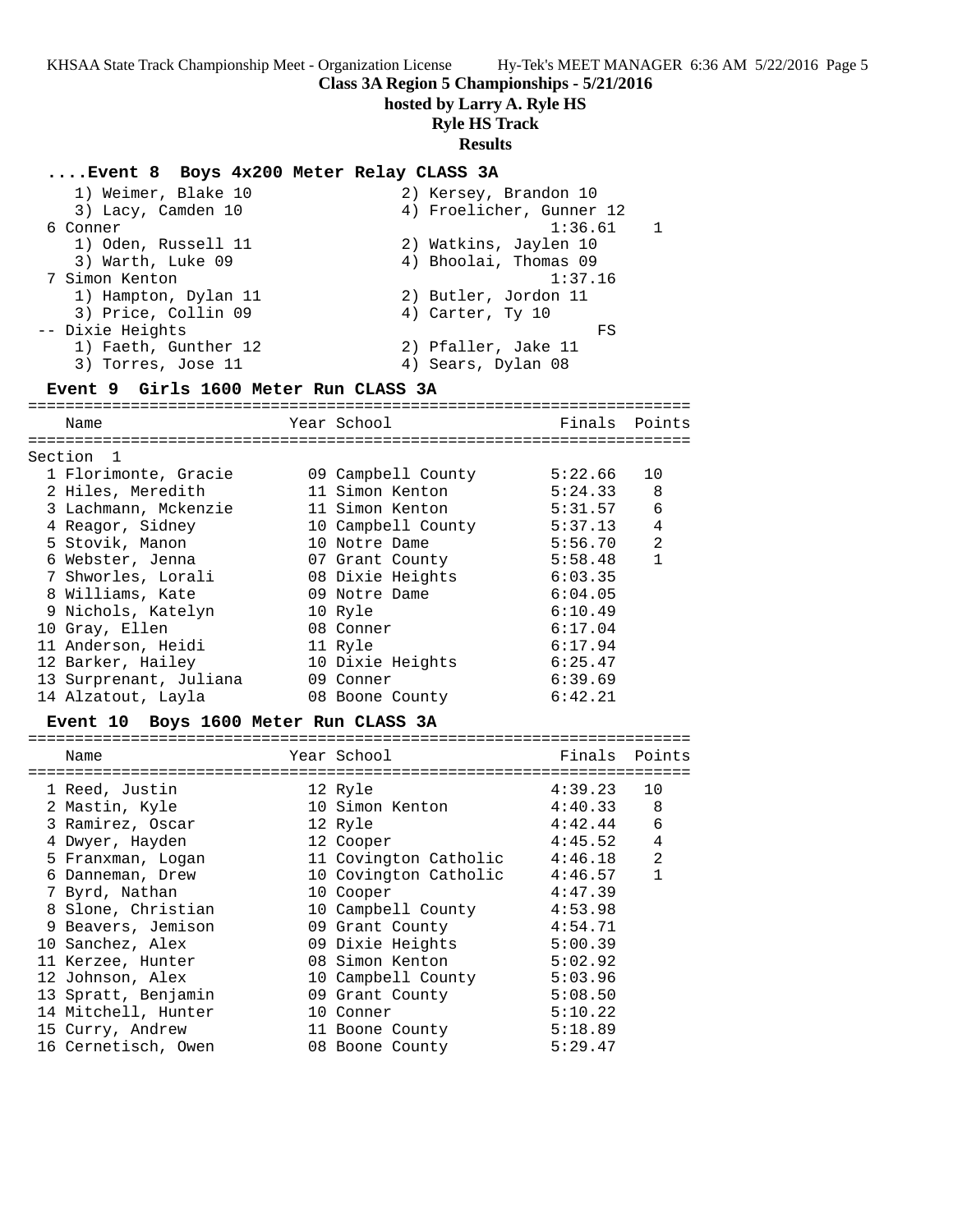**Class 3A Region 5 Championships - 5/21/2016**

**hosted by Larry A. Ryle HS**

**Ryle HS Track**

**Results**

### ....Event 8 Boys 4x200 Meter Relay CLASS 3A

```
    1) Weimer, Blake 10              2) Kersey, Brandon 10
    3) Lacy, Camden 10               4) Froelicher, Gunner 12
  6 Conner                                     1:36.61    1
    1) Oden, Russell 11              2) Watkins, Jaylen 10
    3) Warth, Luke 09                4) Bhoolai, Thomas 09
  7 Simon Kenton                               1:37.16
    1) Hampton, Dylan 11             2) Butler, Jordon 11
    3) Price, Collin 09              4) Carter, Ty 10
 -- Dixie Heights                                   FS
    1) Faeth, Gunther 12             2) Pfaller, Jake 11
    3) Torres, Jose 11               4) Sears, Dylan 08
```

### Event 9 Girls 1600 Meter Run CLASS 3A

Section 1

| | Name | Year | School | Finals | Points |
|---|---|---|---|---|---|
| 1 | Florimonte, Gracie | 09 | Campbell County | 5:22.66 | 10 |
| 2 | Hiles, Meredith | 11 | Simon Kenton | 5:24.33 | 8 |
| 3 | Lachmann, Mckenzie | 11 | Simon Kenton | 5:31.57 | 6 |
| 4 | Reagor, Sidney | 10 | Campbell County | 5:37.13 | 4 |
| 5 | Stovik, Manon | 10 | Notre Dame | 5:56.70 | 2 |
| 6 | Webster, Jenna | 07 | Grant County | 5:58.48 | 1 |
| 7 | Shworles, Lorali | 08 | Dixie Heights | 6:03.35 | |
| 8 | Williams, Kate | 09 | Notre Dame | 6:04.05 | |
| 9 | Nichols, Katelyn | 10 | Ryle | 6:10.49 | |
| 10 | Gray, Ellen | 08 | Conner | 6:17.04 | |
| 11 | Anderson, Heidi | 11 | Ryle | 6:17.94 | |
| 12 | Barker, Hailey | 10 | Dixie Heights | 6:25.47 | |
| 13 | Surprenant, Juliana | 09 | Conner | 6:39.69 | |
| 14 | Alzatout, Layla | 08 | Boone County | 6:42.21 | |

### Event 10 Boys 1600 Meter Run CLASS 3A

| | Name | Year | School | Finals | Points |
|---|---|---|---|---|---|
| 1 | Reed, Justin | 12 | Ryle | 4:39.23 | 10 |
| 2 | Mastin, Kyle | 10 | Simon Kenton | 4:40.33 | 8 |
| 3 | Ramirez, Oscar | 12 | Ryle | 4:42.44 | 6 |
| 4 | Dwyer, Hayden | 12 | Cooper | 4:45.52 | 4 |
| 5 | Franxman, Logan | 11 | Covington Catholic | 4:46.18 | 2 |
| 6 | Danneman, Drew | 10 | Covington Catholic | 4:46.57 | 1 |
| 7 | Byrd, Nathan | 10 | Cooper | 4:47.39 | |
| 8 | Slone, Christian | 10 | Campbell County | 4:53.98 | |
| 9 | Beavers, Jemison | 09 | Grant County | 4:54.71 | |
| 10 | Sanchez, Alex | 09 | Dixie Heights | 5:00.39 | |
| 11 | Kerzee, Hunter | 08 | Simon Kenton | 5:02.92 | |
| 12 | Johnson, Alex | 10 | Campbell County | 5:03.96 | |
| 13 | Spratt, Benjamin | 09 | Grant County | 5:08.50 | |
| 14 | Mitchell, Hunter | 10 | Conner | 5:10.22 | |
| 15 | Curry, Andrew | 11 | Boone County | 5:18.89 | |
| 16 | Cernetisch, Owen | 08 | Boone County | 5:29.47 | |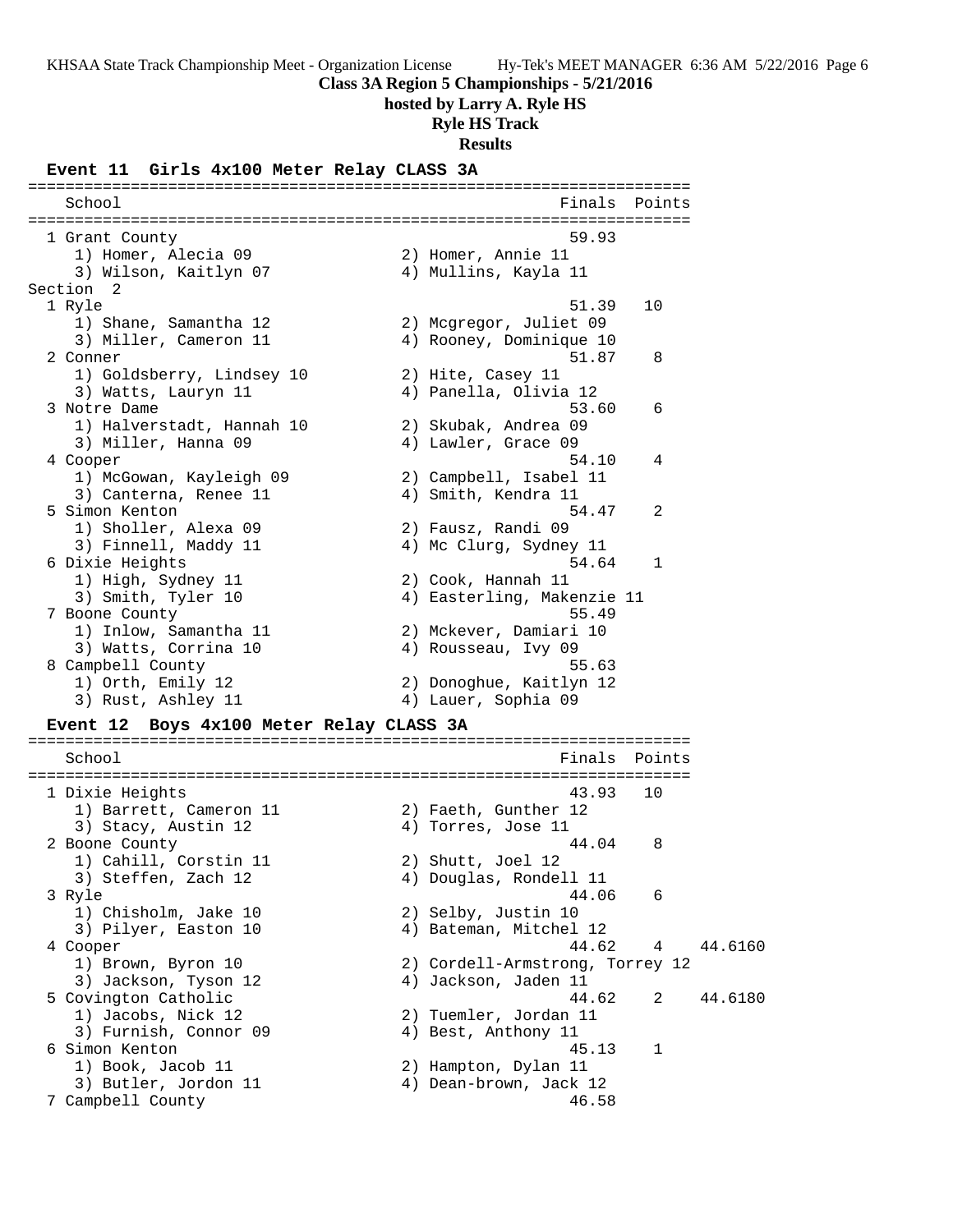**Class 3A Region 5 Championships - 5/21/2016**

**hosted by Larry A. Ryle HS**

**Ryle HS Track**

**Results**

### Event 11 Girls 4x100 Meter Relay CLASS 3A

| School | Finals | Points |
|---|---|---|
| 1 Grant County | 59.93 | |
| 1) Homer, Alecia 09; 2) Homer, Annie 11; 3) Wilson, Kaitlyn 07; 4) Mullins, Kayla 11 | | |
| **Section 2** | | |
| 1 Ryle | 51.39 | 10 |
| 1) Shane, Samantha 12; 2) Mcgregor, Juliet 09; 3) Miller, Cameron 11; 4) Rooney, Dominique 10 | | |
| 2 Conner | 51.87 | 8 |
| 1) Goldsberry, Lindsey 10; 2) Hite, Casey 11; 3) Watts, Lauryn 11; 4) Panella, Olivia 12 | | |
| 3 Notre Dame | 53.60 | 6 |
| 1) Halverstadt, Hannah 10; 2) Skubak, Andrea 09; 3) Miller, Hanna 09; 4) Lawler, Grace 09 | | |
| 4 Cooper | 54.10 | 4 |
| 1) McGowan, Kayleigh 09; 2) Campbell, Isabel 11; 3) Canterna, Renee 11; 4) Smith, Kendra 11 | | |
| 5 Simon Kenton | 54.47 | 2 |
| 1) Sholler, Alexa 09; 2) Fausz, Randi 09; 3) Finnell, Maddy 11; 4) Mc Clurg, Sydney 11 | | |
| 6 Dixie Heights | 54.64 | 1 |
| 1) High, Sydney 11; 2) Cook, Hannah 11; 3) Smith, Tyler 10; 4) Easterling, Makenzie 11 | | |
| 7 Boone County | 55.49 | |
| 1) Inlow, Samantha 11; 2) Mckever, Damiari 10; 3) Watts, Corrina 10; 4) Rousseau, Ivy 09 | | |
| 8 Campbell County | 55.63 | |
| 1) Orth, Emily 12; 2) Donoghue, Kaitlyn 12; 3) Rust, Ashley 11; 4) Lauer, Sophia 09 | | |

### Event 12 Boys 4x100 Meter Relay CLASS 3A

| School | Finals | Points | |
|---|---|---|---|
| 1 Dixie Heights | 43.93 | 10 | |
| 1) Barrett, Cameron 11; 2) Faeth, Gunther 12; 3) Stacy, Austin 12; 4) Torres, Jose 11 | | | |
| 2 Boone County | 44.04 | 8 | |
| 1) Cahill, Corstin 11; 2) Shutt, Joel 12; 3) Steffen, Zach 12; 4) Douglas, Rondell 11 | | | |
| 3 Ryle | 44.06 | 6 | |
| 1) Chisholm, Jake 10; 2) Selby, Justin 10; 3) Pilyer, Easton 10; 4) Bateman, Mitchel 12 | | | |
| 4 Cooper | 44.62 | 4 | 44.6160 |
| 1) Brown, Byron 10; 2) Cordell-Armstrong, Torrey 12; 3) Jackson, Tyson 12; 4) Jackson, Jaden 11 | | | |
| 5 Covington Catholic | 44.62 | 2 | 44.6180 |
| 1) Jacobs, Nick 12; 2) Tuemler, Jordan 11; 3) Furnish, Connor 09; 4) Best, Anthony 11 | | | |
| 6 Simon Kenton | 45.13 | 1 | |
| 1) Book, Jacob 11; 2) Hampton, Dylan 11; 3) Butler, Jordon 11; 4) Dean-brown, Jack 12 | | | |
| 7 Campbell County | 46.58 | | |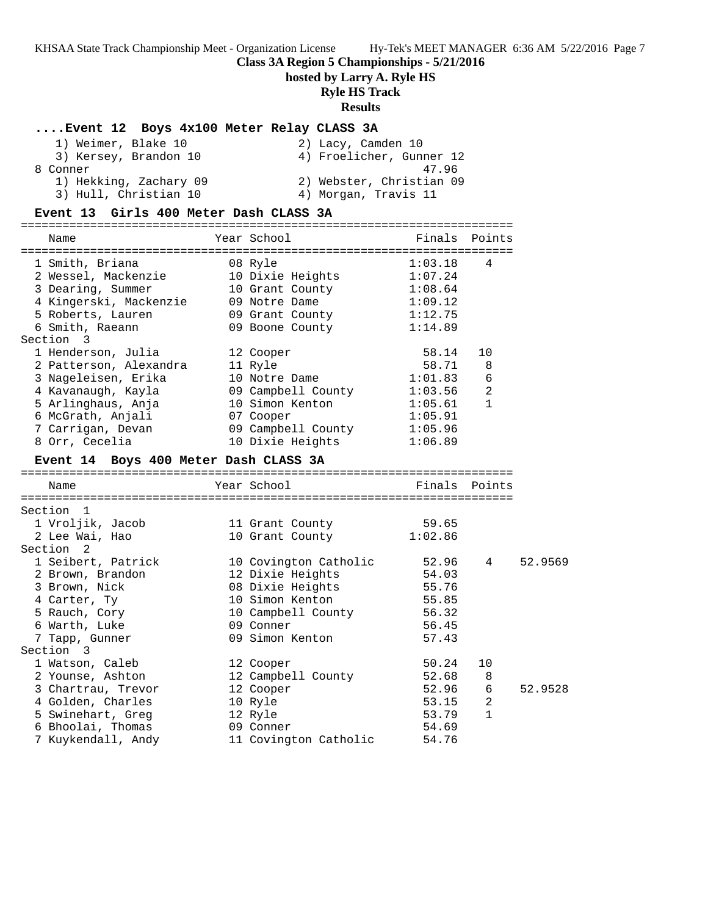Class 3A Region 5 Championships - 5/21/2016

hosted by Larry A. Ryle HS

Ryle HS Track

Results

## ....Event 12 Boys 4x100 Meter Relay CLASS 3A

1) Weimer, Blake 10 — 2) Lacy, Camden 10
3) Kersey, Brandon 10 — 4) Froelicher, Gunner 12

8 Conner — 47.96

1) Hekking, Zachary 09 — 2) Webster, Christian 09
3) Hull, Christian 10 — 4) Morgan, Travis 11

## Event 13 Girls 400 Meter Dash CLASS 3A

| Name | Year | School | Finals | Points |
|---|---|---|---|---|
| 1 Smith, Briana | 08 | Ryle | 1:03.18 | 4 |
| 2 Wessel, Mackenzie | 10 | Dixie Heights | 1:07.24 | |
| 3 Dearing, Summer | 10 | Grant County | 1:08.64 | |
| 4 Kingerski, Mackenzie | 09 | Notre Dame | 1:09.12 | |
| 5 Roberts, Lauren | 09 | Grant County | 1:12.75 | |
| 6 Smith, Raeann | 09 | Boone County | 1:14.89 | |
| **Section 3** | | | | |
| 1 Henderson, Julia | 12 | Cooper | 58.14 | 10 |
| 2 Patterson, Alexandra | 11 | Ryle | 58.71 | 8 |
| 3 Nageleisen, Erika | 10 | Notre Dame | 1:01.83 | 6 |
| 4 Kavanaugh, Kayla | 09 | Campbell County | 1:03.56 | 2 |
| 5 Arlinghaus, Anja | 10 | Simon Kenton | 1:05.61 | 1 |
| 6 McGrath, Anjali | 07 | Cooper | 1:05.91 | |
| 7 Carrigan, Devan | 09 | Campbell County | 1:05.96 | |
| 8 Orr, Cecelia | 10 | Dixie Heights | 1:06.89 | |

## Event 14 Boys 400 Meter Dash CLASS 3A

| Name | Year | School | Finals | Points | |
|---|---|---|---|---|---|
| **Section 1** | | | | | |
| 1 Vroljik, Jacob | 11 | Grant County | 59.65 | | |
| 2 Lee Wai, Hao | 10 | Grant County | 1:02.86 | | |
| **Section 2** | | | | | |
| 1 Seibert, Patrick | 10 | Covington Catholic | 52.96 | 4 | 52.9569 |
| 2 Brown, Brandon | 12 | Dixie Heights | 54.03 | | |
| 3 Brown, Nick | 08 | Dixie Heights | 55.76 | | |
| 4 Carter, Ty | 10 | Simon Kenton | 55.85 | | |
| 5 Rauch, Cory | 10 | Campbell County | 56.32 | | |
| 6 Warth, Luke | 09 | Conner | 56.45 | | |
| 7 Tapp, Gunner | 09 | Simon Kenton | 57.43 | | |
| **Section 3** | | | | | |
| 1 Watson, Caleb | 12 | Cooper | 50.24 | 10 | |
| 2 Younse, Ashton | 12 | Campbell County | 52.68 | 8 | |
| 3 Chartrau, Trevor | 12 | Cooper | 52.96 | 6 | 52.9528 |
| 4 Golden, Charles | 10 | Ryle | 53.15 | 2 | |
| 5 Swinehart, Greg | 12 | Ryle | 53.79 | 1 | |
| 6 Bhoolai, Thomas | 09 | Conner | 54.69 | | |
| 7 Kuykendall, Andy | 11 | Covington Catholic | 54.76 | | |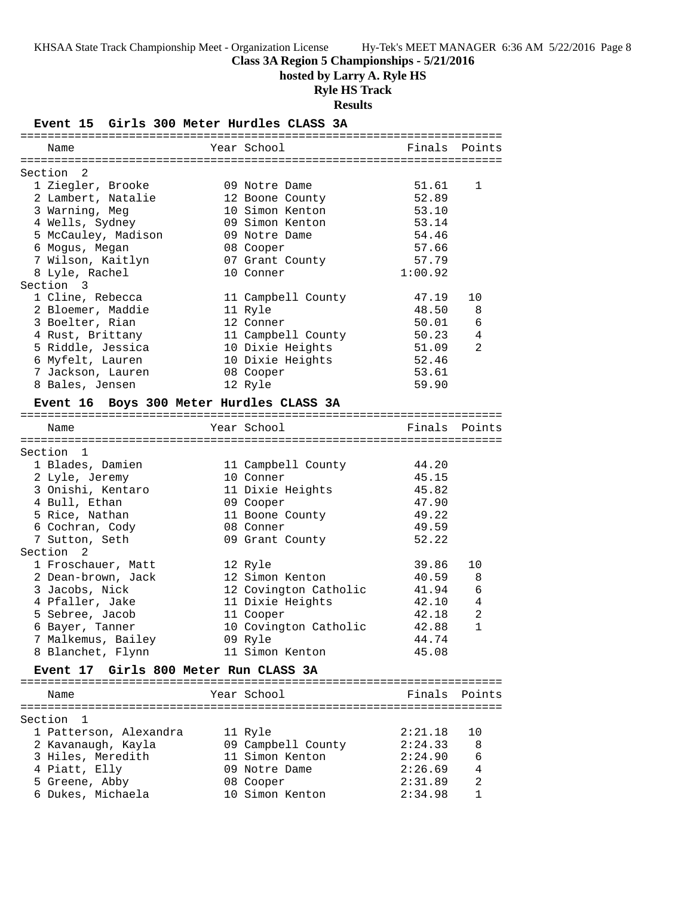**Class 3A Region 5 Championships - 5/21/2016**

**hosted by Larry A. Ryle HS**

**Ryle HS Track**

**Results**

### Event 15 Girls 300 Meter Hurdles CLASS 3A

| Name | Year | School | Finals | Points |
|---|---|---|---|---|
| **Section 2** | | | | |
| 1 Ziegler, Brooke | 09 | Notre Dame | 51.61 | 1 |
| 2 Lambert, Natalie | 12 | Boone County | 52.89 | |
| 3 Warning, Meg | 10 | Simon Kenton | 53.10 | |
| 4 Wells, Sydney | 09 | Simon Kenton | 53.14 | |
| 5 McCauley, Madison | 09 | Notre Dame | 54.46 | |
| 6 Mogus, Megan | 08 | Cooper | 57.66 | |
| 7 Wilson, Kaitlyn | 07 | Grant County | 57.79 | |
| 8 Lyle, Rachel | 10 | Conner | 1:00.92 | |
| **Section 3** | | | | |
| 1 Cline, Rebecca | 11 | Campbell County | 47.19 | 10 |
| 2 Bloemer, Maddie | 11 | Ryle | 48.50 | 8 |
| 3 Boelter, Rian | 12 | Conner | 50.01 | 6 |
| 4 Rust, Brittany | 11 | Campbell County | 50.23 | 4 |
| 5 Riddle, Jessica | 10 | Dixie Heights | 51.09 | 2 |
| 6 Myfelt, Lauren | 10 | Dixie Heights | 52.46 | |
| 7 Jackson, Lauren | 08 | Cooper | 53.61 | |
| 8 Bales, Jensen | 12 | Ryle | 59.90 | |

### Event 16 Boys 300 Meter Hurdles CLASS 3A

| Name | Year | School | Finals | Points |
|---|---|---|---|---|
| **Section 1** | | | | |
| 1 Blades, Damien | 11 | Campbell County | 44.20 | |
| 2 Lyle, Jeremy | 10 | Conner | 45.15 | |
| 3 Onishi, Kentaro | 11 | Dixie Heights | 45.82 | |
| 4 Bull, Ethan | 09 | Cooper | 47.90 | |
| 5 Rice, Nathan | 11 | Boone County | 49.22 | |
| 6 Cochran, Cody | 08 | Conner | 49.59 | |
| 7 Sutton, Seth | 09 | Grant County | 52.22 | |
| **Section 2** | | | | |
| 1 Froschauer, Matt | 12 | Ryle | 39.86 | 10 |
| 2 Dean-brown, Jack | 12 | Simon Kenton | 40.59 | 8 |
| 3 Jacobs, Nick | 12 | Covington Catholic | 41.94 | 6 |
| 4 Pfaller, Jake | 11 | Dixie Heights | 42.10 | 4 |
| 5 Sebree, Jacob | 11 | Cooper | 42.18 | 2 |
| 6 Bayer, Tanner | 10 | Covington Catholic | 42.88 | 1 |
| 7 Malkemus, Bailey | 09 | Ryle | 44.74 | |
| 8 Blanchet, Flynn | 11 | Simon Kenton | 45.08 | |

### Event 17 Girls 800 Meter Run CLASS 3A

| Name | Year | School | Finals | Points |
|---|---|---|---|---|
| **Section 1** | | | | |
| 1 Patterson, Alexandra | 11 | Ryle | 2:21.18 | 10 |
| 2 Kavanaugh, Kayla | 09 | Campbell County | 2:24.33 | 8 |
| 3 Hiles, Meredith | 11 | Simon Kenton | 2:24.90 | 6 |
| 4 Piatt, Elly | 09 | Notre Dame | 2:26.69 | 4 |
| 5 Greene, Abby | 08 | Cooper | 2:31.89 | 2 |
| 6 Dukes, Michaela | 10 | Simon Kenton | 2:34.98 | 1 |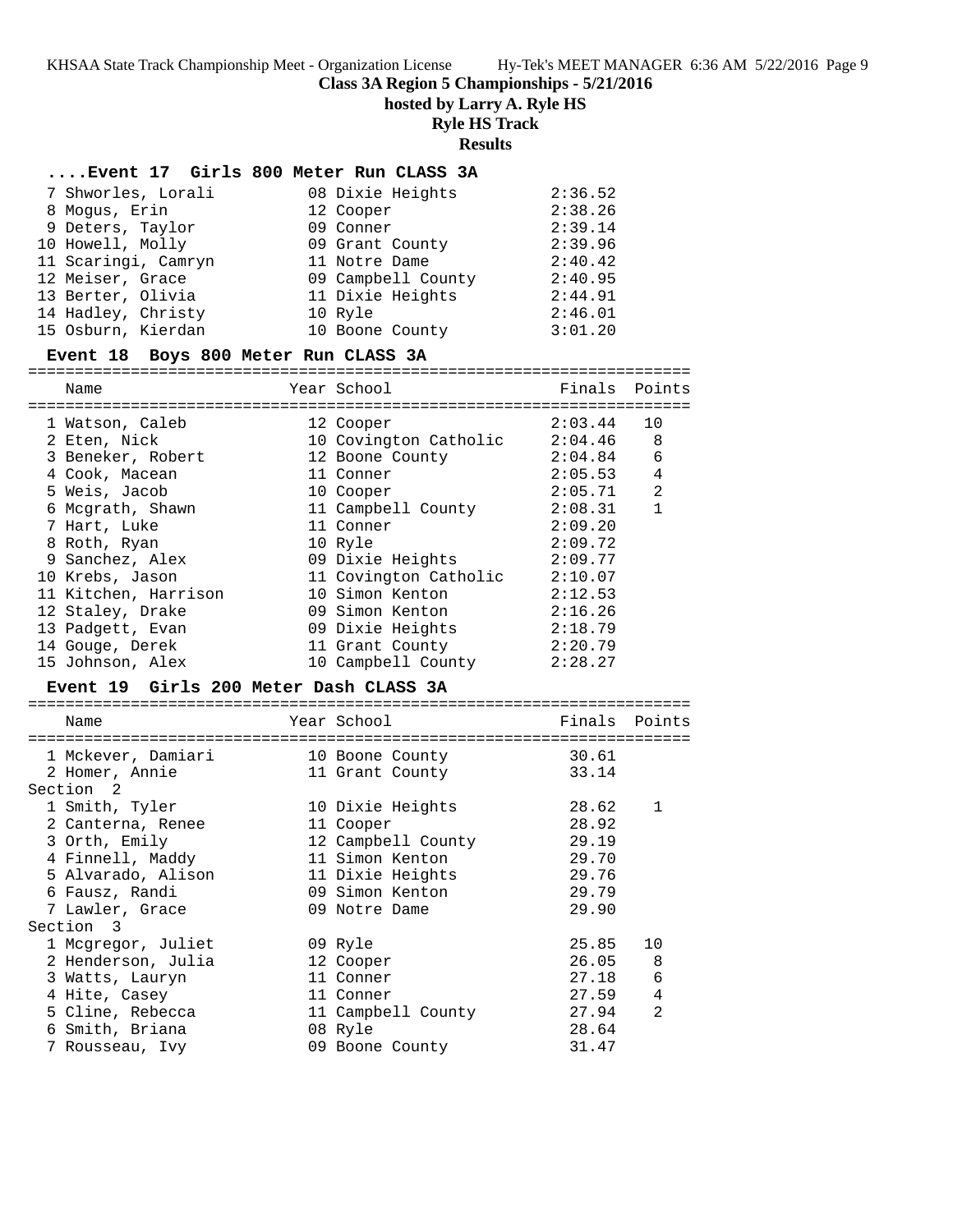**Class 3A Region 5 Championships - 5/21/2016**

**hosted by Larry A. Ryle HS**

**Ryle HS Track**

**Results**

### ....Event 17 Girls 800 Meter Run CLASS 3A

| Name | Year | School | Finals | Points |
|---|---|---|---|---|
| 7 Shworles, Lorali | 08 | Dixie Heights | 2:36.52 | |
| 8 Mogus, Erin | 12 | Cooper | 2:38.26 | |
| 9 Deters, Taylor | 09 | Conner | 2:39.14 | |
| 10 Howell, Molly | 09 | Grant County | 2:39.96 | |
| 11 Scaringi, Camryn | 11 | Notre Dame | 2:40.42 | |
| 12 Meiser, Grace | 09 | Campbell County | 2:40.95 | |
| 13 Berter, Olivia | 11 | Dixie Heights | 2:44.91 | |
| 14 Hadley, Christy | 10 | Ryle | 2:46.01 | |
| 15 Osburn, Kierdan | 10 | Boone County | 3:01.20 | |

### Event 18 Boys 800 Meter Run CLASS 3A

| Name | Year | School | Finals | Points |
|---|---|---|---|---|
| 1 Watson, Caleb | 12 | Cooper | 2:03.44 | 10 |
| 2 Eten, Nick | 10 | Covington Catholic | 2:04.46 | 8 |
| 3 Beneker, Robert | 12 | Boone County | 2:04.84 | 6 |
| 4 Cook, Macean | 11 | Conner | 2:05.53 | 4 |
| 5 Weis, Jacob | 10 | Cooper | 2:05.71 | 2 |
| 6 Mcgrath, Shawn | 11 | Campbell County | 2:08.31 | 1 |
| 7 Hart, Luke | 11 | Conner | 2:09.20 | |
| 8 Roth, Ryan | 10 | Ryle | 2:09.72 | |
| 9 Sanchez, Alex | 09 | Dixie Heights | 2:09.77 | |
| 10 Krebs, Jason | 11 | Covington Catholic | 2:10.07 | |
| 11 Kitchen, Harrison | 10 | Simon Kenton | 2:12.53 | |
| 12 Staley, Drake | 09 | Simon Kenton | 2:16.26 | |
| 13 Padgett, Evan | 09 | Dixie Heights | 2:18.79 | |
| 14 Gouge, Derek | 11 | Grant County | 2:20.79 | |
| 15 Johnson, Alex | 10 | Campbell County | 2:28.27 | |

### Event 19 Girls 200 Meter Dash CLASS 3A

| Name | Year | School | Finals | Points |
|---|---|---|---|---|
| 1 Mckever, Damiari | 10 | Boone County | 30.61 | |
| 2 Homer, Annie | 11 | Grant County | 33.14 | |
| **Section 2** | | | | |
| 1 Smith, Tyler | 10 | Dixie Heights | 28.62 | 1 |
| 2 Canterna, Renee | 11 | Cooper | 28.92 | |
| 3 Orth, Emily | 12 | Campbell County | 29.19 | |
| 4 Finnell, Maddy | 11 | Simon Kenton | 29.70 | |
| 5 Alvarado, Alison | 11 | Dixie Heights | 29.76 | |
| 6 Fausz, Randi | 09 | Simon Kenton | 29.79 | |
| 7 Lawler, Grace | 09 | Notre Dame | 29.90 | |
| **Section 3** | | | | |
| 1 Mcgregor, Juliet | 09 | Ryle | 25.85 | 10 |
| 2 Henderson, Julia | 12 | Cooper | 26.05 | 8 |
| 3 Watts, Lauryn | 11 | Conner | 27.18 | 6 |
| 4 Hite, Casey | 11 | Conner | 27.59 | 4 |
| 5 Cline, Rebecca | 11 | Campbell County | 27.94 | 2 |
| 6 Smith, Briana | 08 | Ryle | 28.64 | |
| 7 Rousseau, Ivy | 09 | Boone County | 31.47 | |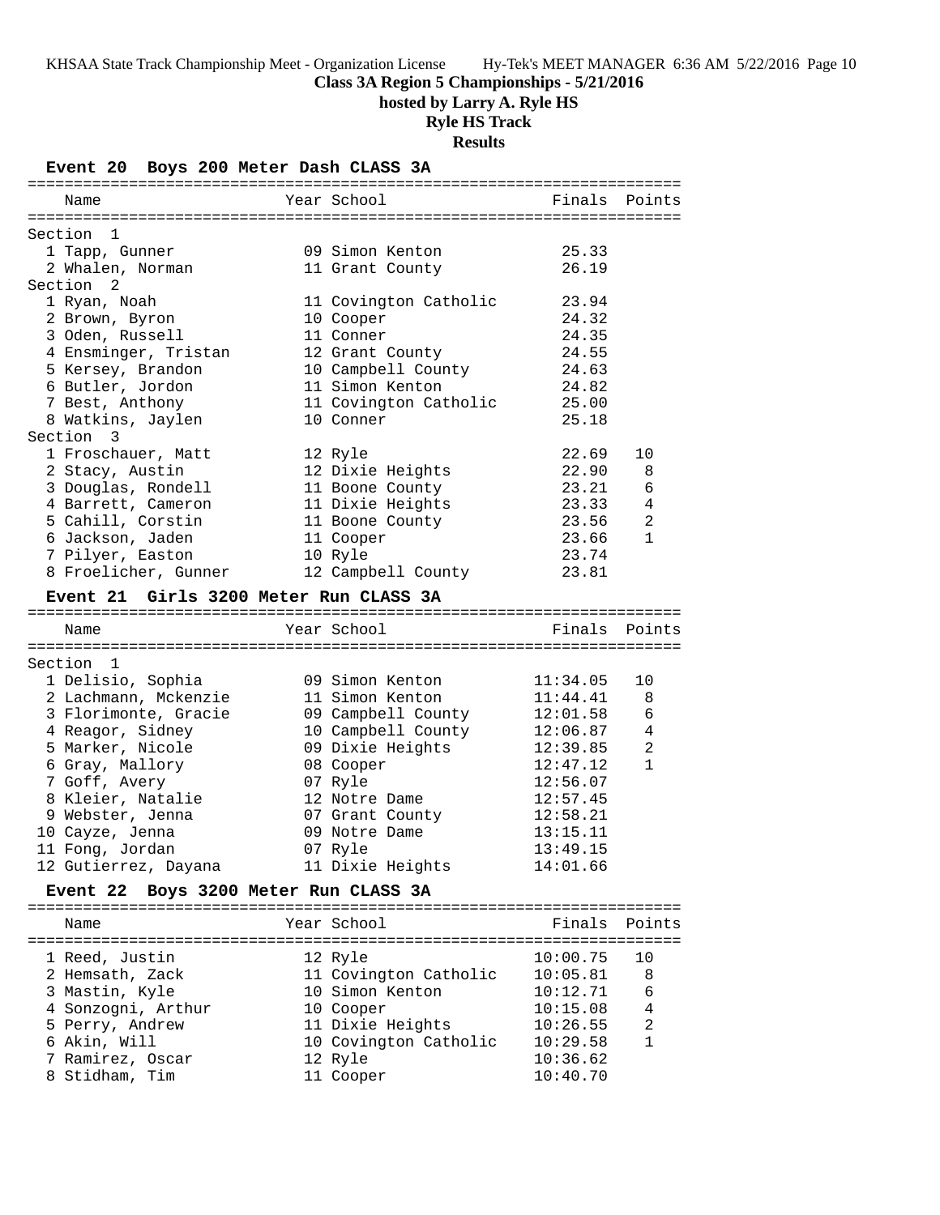**Class 3A Region 5 Championships - 5/21/2016**

**hosted by Larry A. Ryle HS**

**Ryle HS Track**

**Results**

### Event 20 Boys 200 Meter Dash CLASS 3A

| Name | Year | School | Finals | Points |
|---|---|---|---|---|
| **Section 1** | | | | |
| 1 Tapp, Gunner | 09 | Simon Kenton | 25.33 | |
| 2 Whalen, Norman | 11 | Grant County | 26.19 | |
| **Section 2** | | | | |
| 1 Ryan, Noah | 11 | Covington Catholic | 23.94 | |
| 2 Brown, Byron | 10 | Cooper | 24.32 | |
| 3 Oden, Russell | 11 | Conner | 24.35 | |
| 4 Ensminger, Tristan | 12 | Grant County | 24.55 | |
| 5 Kersey, Brandon | 10 | Campbell County | 24.63 | |
| 6 Butler, Jordon | 11 | Simon Kenton | 24.82 | |
| 7 Best, Anthony | 11 | Covington Catholic | 25.00 | |
| 8 Watkins, Jaylen | 10 | Conner | 25.18 | |
| **Section 3** | | | | |
| 1 Froschauer, Matt | 12 | Ryle | 22.69 | 10 |
| 2 Stacy, Austin | 12 | Dixie Heights | 22.90 | 8 |
| 3 Douglas, Rondell | 11 | Boone County | 23.21 | 6 |
| 4 Barrett, Cameron | 11 | Dixie Heights | 23.33 | 4 |
| 5 Cahill, Corstin | 11 | Boone County | 23.56 | 2 |
| 6 Jackson, Jaden | 11 | Cooper | 23.66 | 1 |
| 7 Pilyer, Easton | 10 | Ryle | 23.74 | |
| 8 Froelicher, Gunner | 12 | Campbell County | 23.81 | |

### Event 21 Girls 3200 Meter Run CLASS 3A

| Name | Year | School | Finals | Points |
|---|---|---|---|---|
| **Section 1** | | | | |
| 1 Delisio, Sophia | 09 | Simon Kenton | 11:34.05 | 10 |
| 2 Lachmann, Mckenzie | 11 | Simon Kenton | 11:44.41 | 8 |
| 3 Florimonte, Gracie | 09 | Campbell County | 12:01.58 | 6 |
| 4 Reagor, Sidney | 10 | Campbell County | 12:06.87 | 4 |
| 5 Marker, Nicole | 09 | Dixie Heights | 12:39.85 | 2 |
| 6 Gray, Mallory | 08 | Cooper | 12:47.12 | 1 |
| 7 Goff, Avery | 07 | Ryle | 12:56.07 | |
| 8 Kleier, Natalie | 12 | Notre Dame | 12:57.45 | |
| 9 Webster, Jenna | 07 | Grant County | 12:58.21 | |
| 10 Cayze, Jenna | 09 | Notre Dame | 13:15.11 | |
| 11 Fong, Jordan | 07 | Ryle | 13:49.15 | |
| 12 Gutierrez, Dayana | 11 | Dixie Heights | 14:01.66 | |

### Event 22 Boys 3200 Meter Run CLASS 3A

| Name | Year | School | Finals | Points |
|---|---|---|---|---|
| 1 Reed, Justin | 12 | Ryle | 10:00.75 | 10 |
| 2 Hemsath, Zack | 11 | Covington Catholic | 10:05.81 | 8 |
| 3 Mastin, Kyle | 10 | Simon Kenton | 10:12.71 | 6 |
| 4 Sonzogni, Arthur | 10 | Cooper | 10:15.08 | 4 |
| 5 Perry, Andrew | 11 | Dixie Heights | 10:26.55 | 2 |
| 6 Akin, Will | 10 | Covington Catholic | 10:29.58 | 1 |
| 7 Ramirez, Oscar | 12 | Ryle | 10:36.62 | |
| 8 Stidham, Tim | 11 | Cooper | 10:40.70 | |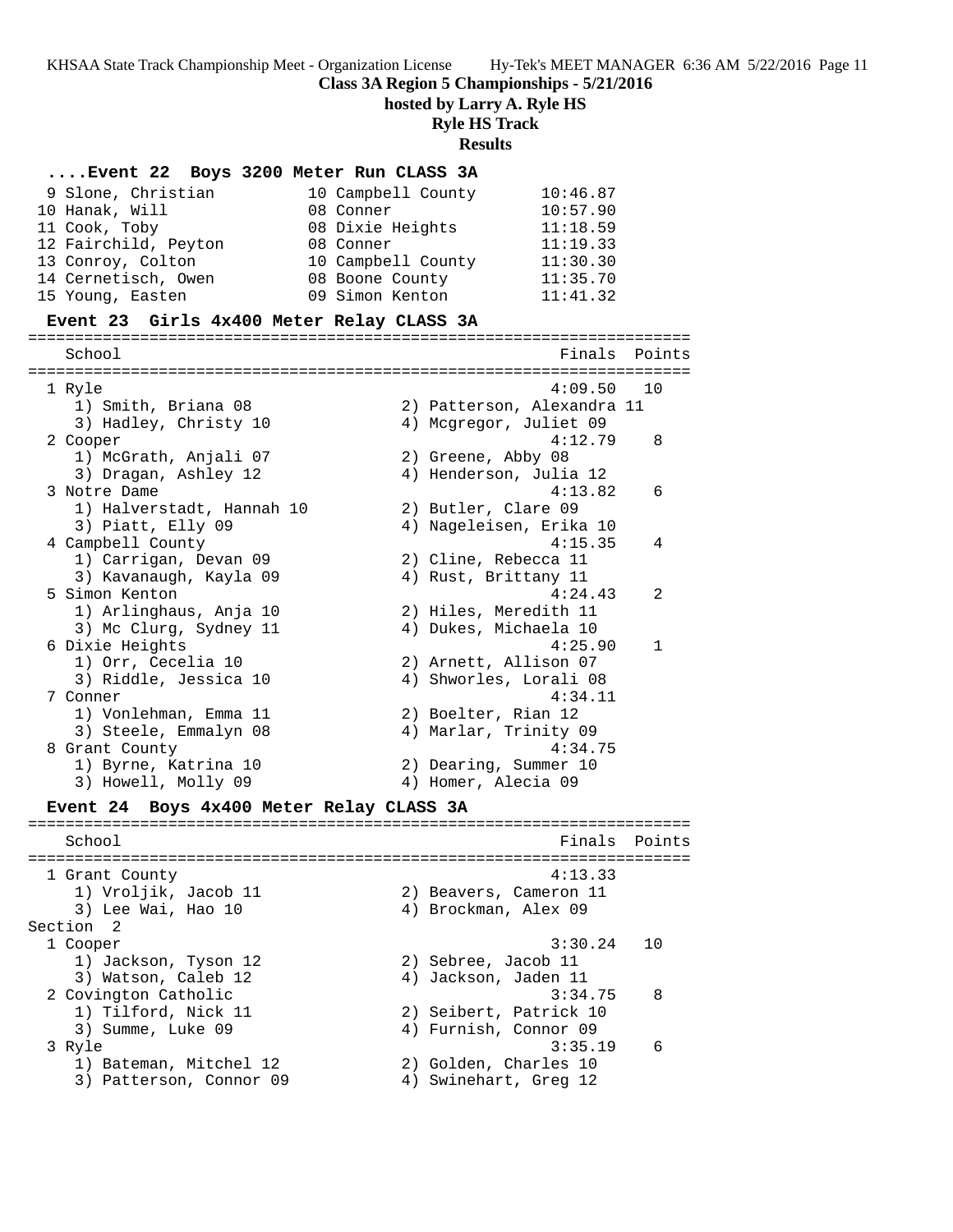**Class 3A Region 5 Championships - 5/21/2016**

**hosted by Larry A. Ryle HS**

**Ryle HS Track**

**Results**

### ....Event 22 Boys 3200 Meter Run CLASS 3A

| Place | Name | Year | School | Finals |
|---|---|---|---|---|
| 9 | Slone, Christian | 10 | Campbell County | 10:46.87 |
| 10 | Hanak, Will | 08 | Conner | 10:57.90 |
| 11 | Cook, Toby | 08 | Dixie Heights | 11:18.59 |
| 12 | Fairchild, Peyton | 08 | Conner | 11:19.33 |
| 13 | Conroy, Colton | 10 | Campbell County | 11:30.30 |
| 14 | Cernetisch, Owen | 08 | Boone County | 11:35.70 |
| 15 | Young, Easten | 09 | Simon Kenton | 11:41.32 |

### Event 23 Girls 4x400 Meter Relay CLASS 3A

| Place | School | Finals | Points |
|---|---|---|---|
| 1 | Ryle | 4:09.50 | 10 |
| | 1) Smith, Briana 08; 2) Patterson, Alexandra 11; 3) Hadley, Christy 10; 4) Mcgregor, Juliet 09 | | |
| 2 | Cooper | 4:12.79 | 8 |
| | 1) McGrath, Anjali 07; 2) Greene, Abby 08; 3) Dragan, Ashley 12; 4) Henderson, Julia 12 | | |
| 3 | Notre Dame | 4:13.82 | 6 |
| | 1) Halverstadt, Hannah 10; 2) Butler, Clare 09; 3) Piatt, Elly 09; 4) Nageleisen, Erika 10 | | |
| 4 | Campbell County | 4:15.35 | 4 |
| | 1) Carrigan, Devan 09; 2) Cline, Rebecca 11; 3) Kavanaugh, Kayla 09; 4) Rust, Brittany 11 | | |
| 5 | Simon Kenton | 4:24.43 | 2 |
| | 1) Arlinghaus, Anja 10; 2) Hiles, Meredith 11; 3) Mc Clurg, Sydney 11; 4) Dukes, Michaela 10 | | |
| 6 | Dixie Heights | 4:25.90 | 1 |
| | 1) Orr, Cecelia 10; 2) Arnett, Allison 07; 3) Riddle, Jessica 10; 4) Shworles, Lorali 08 | | |
| 7 | Conner | 4:34.11 | |
| | 1) Vonlehman, Emma 11; 2) Boelter, Rian 12; 3) Steele, Emmalyn 08; 4) Marlar, Trinity 09 | | |
| 8 | Grant County | 4:34.75 | |
| | 1) Byrne, Katrina 10; 2) Dearing, Summer 10; 3) Howell, Molly 09; 4) Homer, Alecia 09 | | |

### Event 24 Boys 4x400 Meter Relay CLASS 3A

| Place | School | Finals | Points |
|---|---|---|---|
| 1 | Grant County | 4:13.33 | |
| | 1) Vroljik, Jacob 11; 2) Beavers, Cameron 11; 3) Lee Wai, Hao 10; 4) Brockman, Alex 09 | | |
| **Section 2** | | | |
| 1 | Cooper | 3:30.24 | 10 |
| | 1) Jackson, Tyson 12; 2) Sebree, Jacob 11; 3) Watson, Caleb 12; 4) Jackson, Jaden 11 | | |
| 2 | Covington Catholic | 3:34.75 | 8 |
| | 1) Tilford, Nick 11; 2) Seibert, Patrick 10; 3) Summe, Luke 09; 4) Furnish, Connor 09 | | |
| 3 | Ryle | 3:35.19 | 6 |
| | 1) Bateman, Mitchel 12; 2) Golden, Charles 10; 3) Patterson, Connor 09; 4) Swinehart, Greg 12 | | |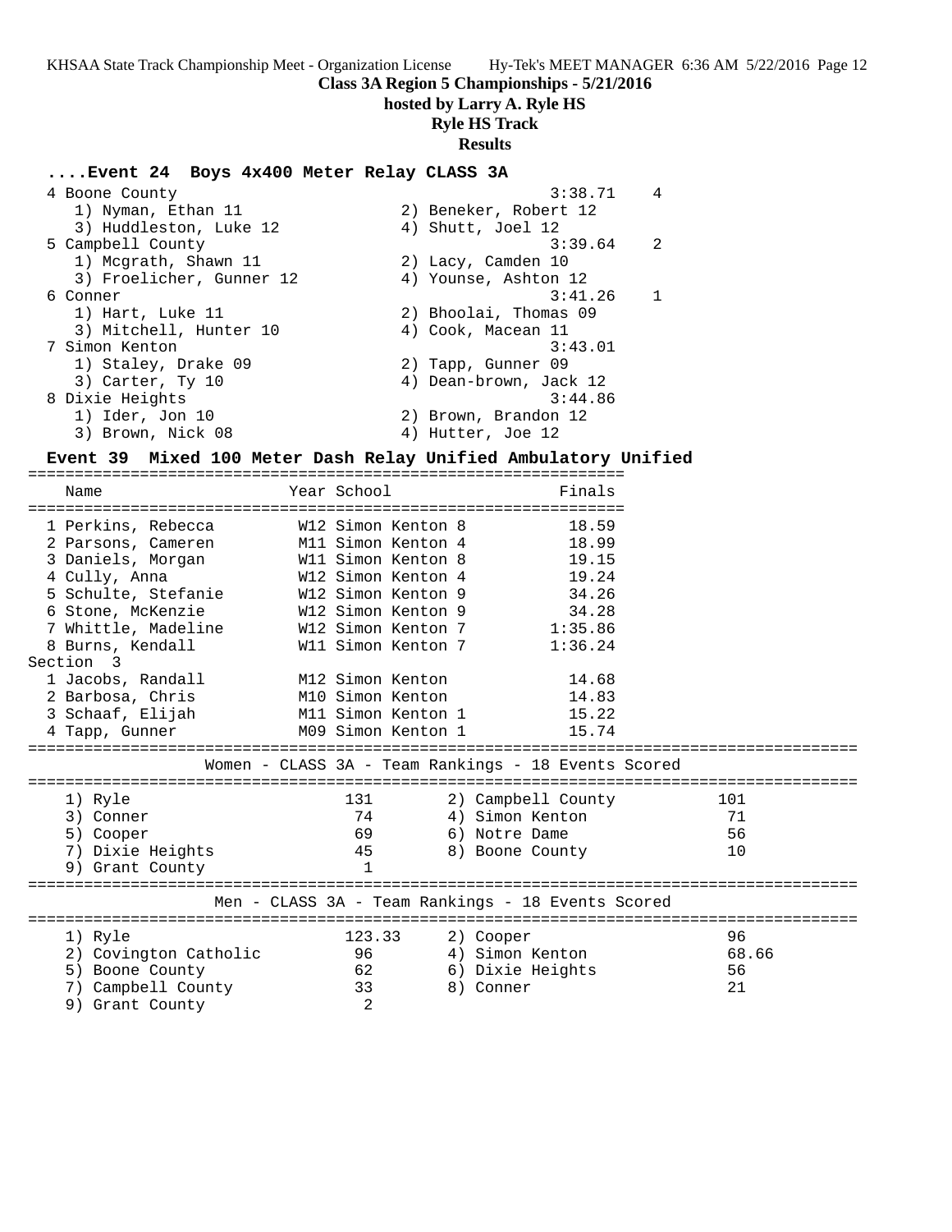**Class 3A Region 5 Championships - 5/21/2016**

**hosted by Larry A. Ryle HS**

**Ryle HS Track**

**Results**

### ....Event 24 Boys 4x400 Meter Relay CLASS 3A

```
  4 Boone County                                      3:38.71    4
     1) Nyman, Ethan 11                 2) Beneker, Robert 12
     3) Huddleston, Luke 12             4) Shutt, Joel 12
  5 Campbell County                                   3:39.64    2
     1) Mcgrath, Shawn 11               2) Lacy, Camden 10
     3) Froelicher, Gunner 12           4) Younse, Ashton 12
  6 Conner                                            3:41.26    1
     1) Hart, Luke 11                   2) Bhoolai, Thomas 09
     3) Mitchell, Hunter 10             4) Cook, Macean 11
  7 Simon Kenton                                      3:43.01
     1) Staley, Drake 09                2) Tapp, Gunner 09
     3) Carter, Ty 10                   4) Dean-brown, Jack 12
  8 Dixie Heights                                     3:44.86
     1) Ider, Jon 10                    2) Brown, Brandon 12
     3) Brown, Nick 08                  4) Hutter, Joe 12
```

### Event 39 Mixed 100 Meter Dash Relay Unified Ambulatory Unified

```
================================================================
    Name                    Year School                 Finals
================================================================
  1 Perkins, Rebecca         W12 Simon Kenton 8          18.59
  2 Parsons, Cameren         M11 Simon Kenton 4          18.99
  3 Daniels, Morgan          W11 Simon Kenton 8          19.15
  4 Cully, Anna              W12 Simon Kenton 4          19.24
  5 Schulte, Stefanie        W12 Simon Kenton 9          34.26
  6 Stone, McKenzie          W12 Simon Kenton 9          34.28
  7 Whittle, Madeline        W12 Simon Kenton 7        1:35.86
  8 Burns, Kendall           W11 Simon Kenton 7        1:36.24
Section  3
  1 Jacobs, Randall          M12 Simon Kenton            14.68
  2 Barbosa, Chris           M10 Simon Kenton            14.83
  3 Schaaf, Elijah           M11 Simon Kenton 1          15.22
  4 Tapp, Gunner             M09 Simon Kenton 1          15.74
```

### Women - CLASS 3A - Team Rankings - 18 Events Scored

```
    1) Ryle                      131       2) Campbell County          101
    3) Conner                     74       4) Simon Kenton              71
    5) Cooper                     69       6) Notre Dame                56
    7) Dixie Heights              45       8) Boone County              10
    9) Grant County                1
```

### Men - CLASS 3A - Team Rankings - 18 Events Scored

```
    1) Ryle                      123.33    2) Cooper                   96
    2) Covington Catholic         96       4) Simon Kenton             68.66
    5) Boone County               62       6) Dixie Heights            56
    7) Campbell County            33       8) Conner                   21
    9) Grant County                2
```